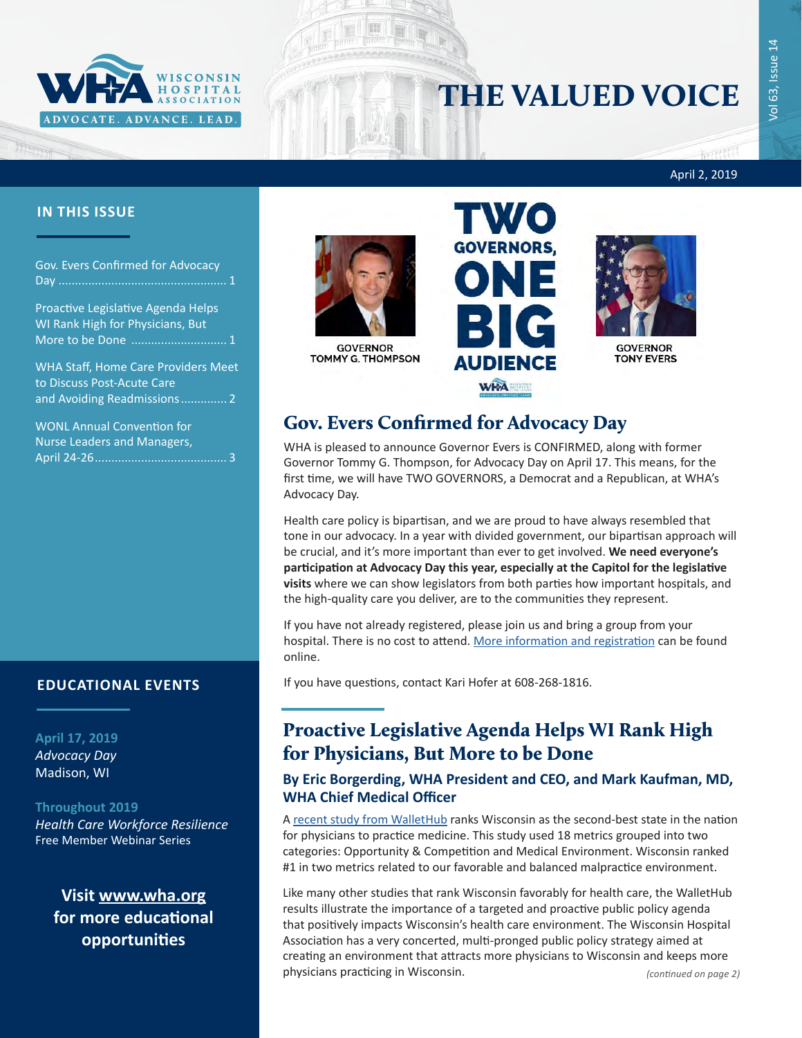# THE VALUED VOICE

April 2, 2019

## IN THIS ISSUE

Gov. Evers Confirmed for Advocacy Day ........ 1

Proactive Legislative Agenda Helps WI Rank High for Physicians, But More to be Done ........ 1

WHA Staff, Home Care Providers Meet to Discuss Post-Acute Care and Avoiding Readmissions ........ 2

WONL Annual Convention for Nurse Leaders and Managers, April 24-26 ........ 3

## EDUCATIONAL EVENTS

**April 17, 2019**
*Advocacy Day*
Madison, WI

**Throughout 2019**
*Health Care Workforce Resilience*
Free Member Webinar Series

**Visit www.wha.org for more educational opportunities**

---

GOVERNOR TOMMY G. THOMPSON

**TWO GOVERNORS, ONE BIG AUDIENCE**

GOVERNOR TONY EVERS

## Gov. Evers Confirmed for Advocacy Day

WHA is pleased to announce Governor Evers is CONFIRMED, along with former Governor Tommy G. Thompson, for Advocacy Day on April 17. This means, for the first time, we will have TWO GOVERNORS, a Democrat and a Republican, at WHA's Advocacy Day.

Health care policy is bipartisan, and we are proud to have always resembled that tone in our advocacy. In a year with divided government, our bipartisan approach will be crucial, and it's more important than ever to get involved. **We need everyone's participation at Advocacy Day this year, especially at the Capitol for the legislative visits** where we can show legislators from both parties how important hospitals, and the high-quality care you deliver, are to the communities they represent.

If you have not already registered, please join us and bring a group from your hospital. There is no cost to attend. More information and registration can be found online.

If you have questions, contact Kari Hofer at 608-268-1816.

## Proactive Legislative Agenda Helps WI Rank High for Physicians, But More to be Done

### By Eric Borgerding, WHA President and CEO, and Mark Kaufman, MD, WHA Chief Medical Officer

A recent study from WalletHub ranks Wisconsin as the second-best state in the nation for physicians to practice medicine. This study used 18 metrics grouped into two categories: Opportunity & Competition and Medical Environment. Wisconsin ranked #1 in two metrics related to our favorable and balanced malpractice environment.

Like many other studies that rank Wisconsin favorably for health care, the WalletHub results illustrate the importance of a targeted and proactive public policy agenda that positively impacts Wisconsin's health care environment. The Wisconsin Hospital Association has a very concerted, multi-pronged public policy strategy aimed at creating an environment that attracts more physicians to Wisconsin and keeps more physicians practicing in Wisconsin.

*(continued on page 2)*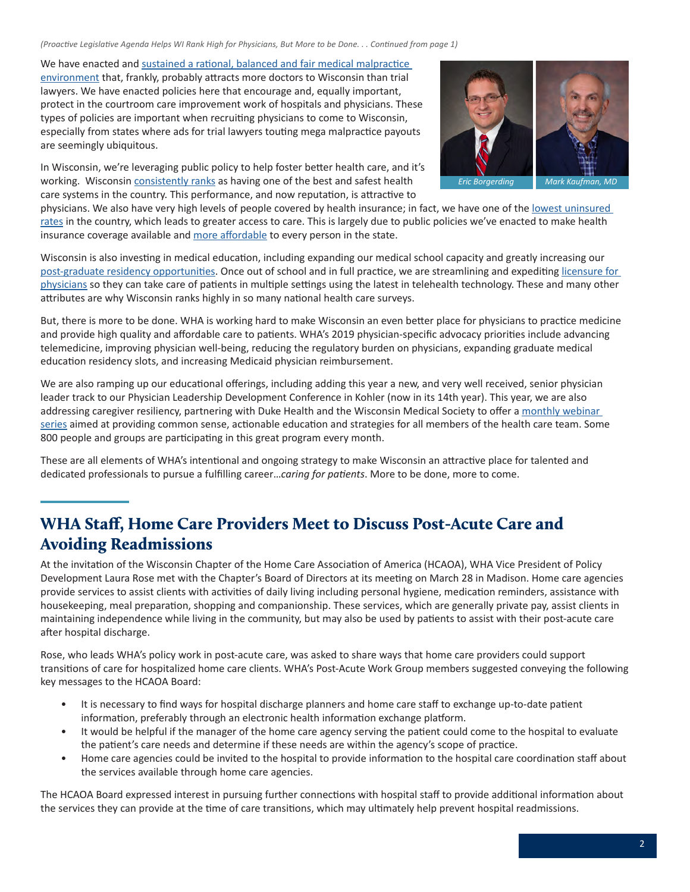*(Proactive Legislative Agenda Helps WI Rank High for Physicians, But More to be Done. . . Continued from page 1)*

We have enacted and sustained a rational, balanced and fair medical malpractice environment that, frankly, probably attracts more doctors to Wisconsin than trial lawyers. We have enacted policies here that encourage and, equally important, protect in the courtroom care improvement work of hospitals and physicians. These types of policies are important when recruiting physicians to come to Wisconsin, especially from states where ads for trial lawyers touting mega malpractice payouts are seemingly ubiquitous.

In Wisconsin, we're leveraging public policy to help foster better health care, and it's working. Wisconsin consistently ranks as having one of the best and safest health care systems in the country. This performance, and now reputation, is attractive to physicians. We also have very high levels of people covered by health insurance; in fact, we have one of the lowest uninsured rates in the country, which leads to greater access to care. This is largely due to public policies we've enacted to make health insurance coverage available and more affordable to every person in the state.

*Eric Borgerding* *Mark Kaufman, MD*

Wisconsin is also investing in medical education, including expanding our medical school capacity and greatly increasing our post-graduate residency opportunities. Once out of school and in full practice, we are streamlining and expediting licensure for physicians so they can take care of patients in multiple settings using the latest in telehealth technology. These and many other attributes are why Wisconsin ranks highly in so many national health care surveys.

But, there is more to be done. WHA is working hard to make Wisconsin an even better place for physicians to practice medicine and provide high quality and affordable care to patients. WHA's 2019 physician-specific advocacy priorities include advancing telemedicine, improving physician well-being, reducing the regulatory burden on physicians, expanding graduate medical education residency slots, and increasing Medicaid physician reimbursement.

We are also ramping up our educational offerings, including adding this year a new, and very well received, senior physician leader track to our Physician Leadership Development Conference in Kohler (now in its 14th year). This year, we are also addressing caregiver resiliency, partnering with Duke Health and the Wisconsin Medical Society to offer a monthly webinar series aimed at providing common sense, actionable education and strategies for all members of the health care team. Some 800 people and groups are participating in this great program every month.

These are all elements of WHA's intentional and ongoing strategy to make Wisconsin an attractive place for talented and dedicated professionals to pursue a fulfilling career…*caring for patients*. More to be done, more to come.

## WHA Staff, Home Care Providers Meet to Discuss Post-Acute Care and Avoiding Readmissions

At the invitation of the Wisconsin Chapter of the Home Care Association of America (HCAOA), WHA Vice President of Policy Development Laura Rose met with the Chapter's Board of Directors at its meeting on March 28 in Madison. Home care agencies provide services to assist clients with activities of daily living including personal hygiene, medication reminders, assistance with housekeeping, meal preparation, shopping and companionship. These services, which are generally private pay, assist clients in maintaining independence while living in the community, but may also be used by patients to assist with their post-acute care after hospital discharge.

Rose, who leads WHA's policy work in post-acute care, was asked to share ways that home care providers could support transitions of care for hospitalized home care clients. WHA's Post-Acute Work Group members suggested conveying the following key messages to the HCAOA Board:

- It is necessary to find ways for hospital discharge planners and home care staff to exchange up-to-date patient information, preferably through an electronic health information exchange platform.
- It would be helpful if the manager of the home care agency serving the patient could come to the hospital to evaluate the patient's care needs and determine if these needs are within the agency's scope of practice.
- Home care agencies could be invited to the hospital to provide information to the hospital care coordination staff about the services available through home care agencies.

The HCAOA Board expressed interest in pursuing further connections with hospital staff to provide additional information about the services they can provide at the time of care transitions, which may ultimately help prevent hospital readmissions.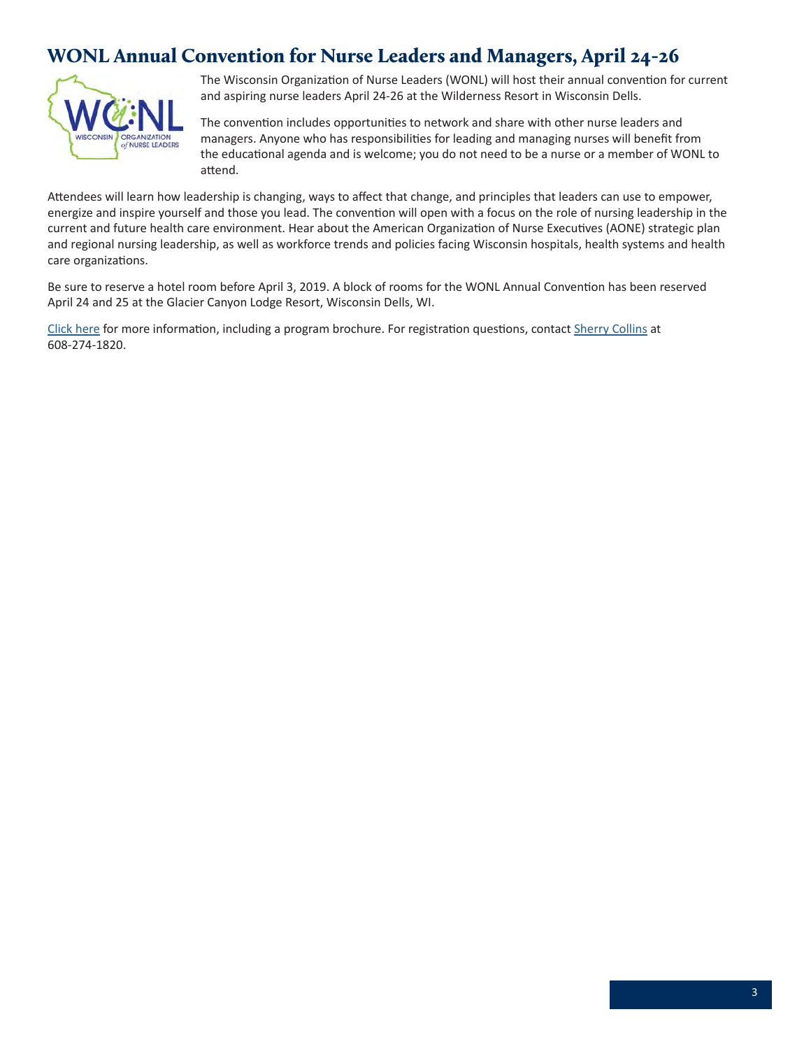## WONL Annual Convention for Nurse Leaders and Managers, April 24-26

The Wisconsin Organization of Nurse Leaders (WONL) will host their annual convention for current and aspiring nurse leaders April 24-26 at the Wilderness Resort in Wisconsin Dells.

The convention includes opportunities to network and share with other nurse leaders and managers. Anyone who has responsibilities for leading and managing nurses will benefit from the educational agenda and is welcome; you do not need to be a nurse or a member of WONL to attend.

Attendees will learn how leadership is changing, ways to affect that change, and principles that leaders can use to empower, energize and inspire yourself and those you lead. The convention will open with a focus on the role of nursing leadership in the current and future health care environment. Hear about the American Organization of Nurse Executives (AONE) strategic plan and regional nursing leadership, as well as workforce trends and policies facing Wisconsin hospitals, health systems and health care organizations.

Be sure to reserve a hotel room before April 3, 2019. A block of rooms for the WONL Annual Convention has been reserved April 24 and 25 at the Glacier Canyon Lodge Resort, Wisconsin Dells, WI.

Click here for more information, including a program brochure. For registration questions, contact Sherry Collins at 608-274-1820.